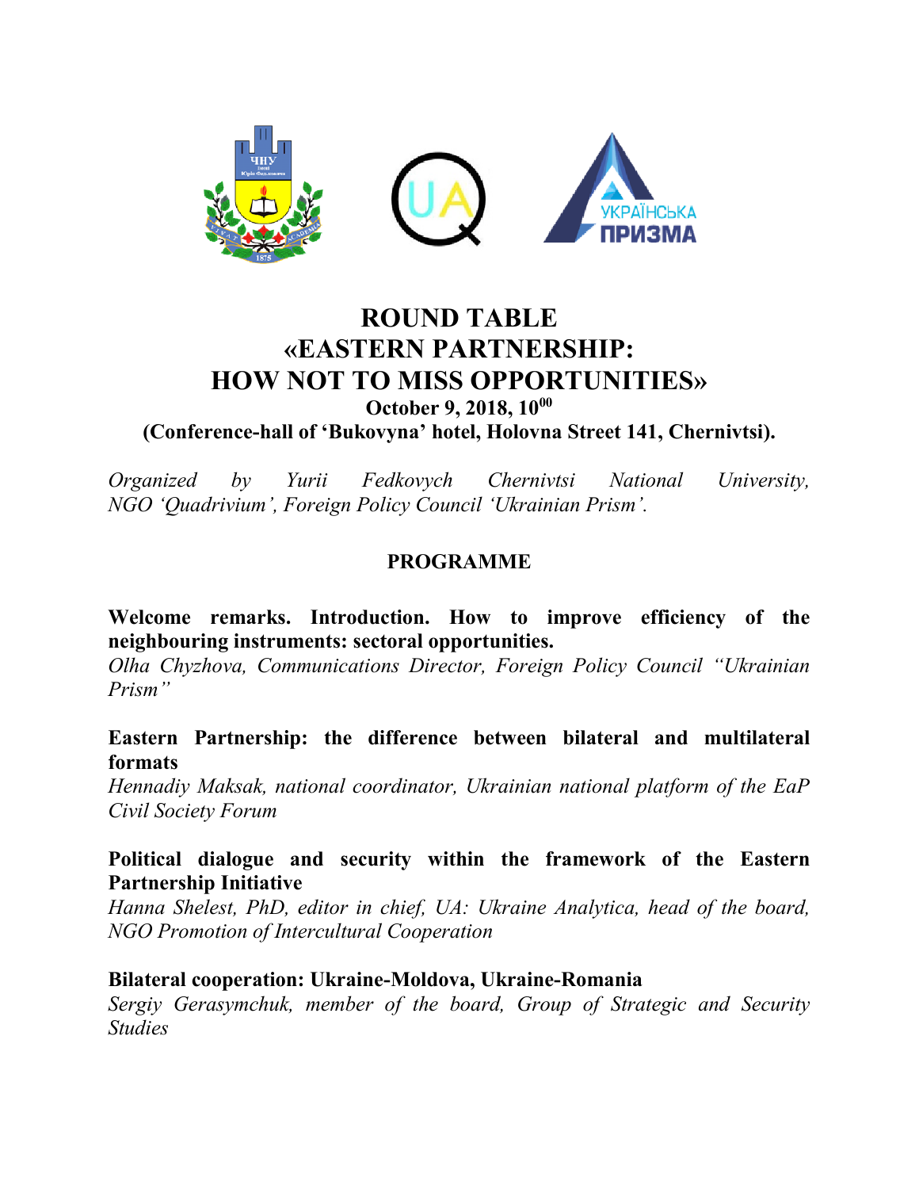# ROUND TABLE
# «EASTERN PARTNERSHIP: HOW NOT TO MISS OPPORTUNITIES»

**October 9, 2018, 10$^{00}$**

**(Conference-hall of 'Bukovyna' hotel, Holovna Street 141, Chernivtsi).**

*Organized by Yurii Fedkovych Chernivtsi National University, NGO 'Quadrivium', Foreign Policy Council 'Ukrainian Prism'.*

## PROGRAMME

**Welcome remarks. Introduction. How to improve efficiency of the neighbouring instruments: sectoral opportunities.**
*Olha Chyzhova, Communications Director, Foreign Policy Council "Ukrainian Prism"*

**Eastern Partnership: the difference between bilateral and multilateral formats**
*Hennadiy Maksak, national coordinator, Ukrainian national platform of the EaP Civil Society Forum*

**Political dialogue and security within the framework of the Eastern Partnership Initiative**
*Hanna Shelest, PhD, editor in chief, UA: Ukraine Analytica, head of the board, NGO Promotion of Intercultural Cooperation*

**Bilateral cooperation: Ukraine-Moldova, Ukraine-Romania**
*Sergiy Gerasymchuk, member of the board, Group of Strategic and Security Studies*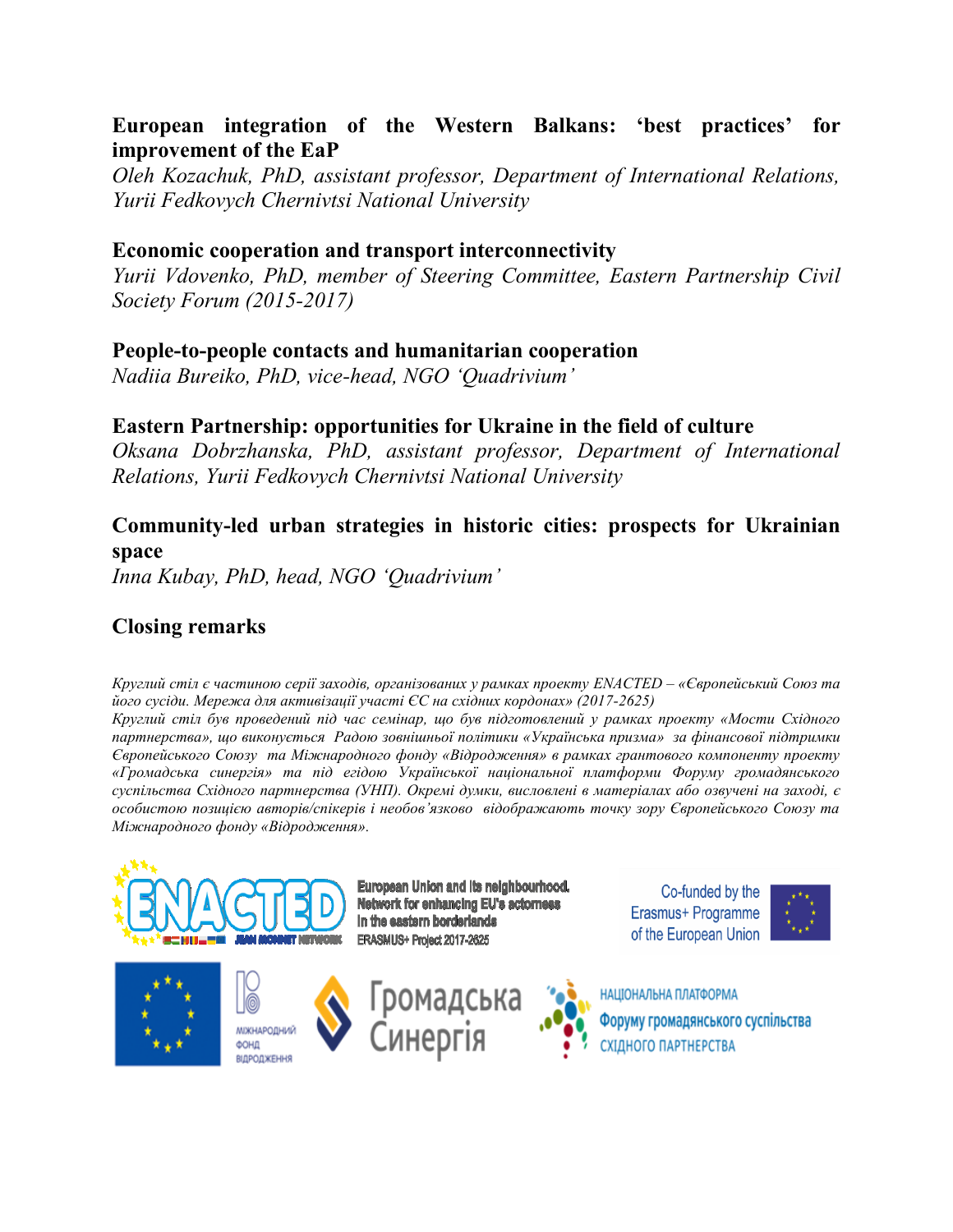**European integration of the Western Balkans: 'best practices' for improvement of the EaP**
*Oleh Kozachuk, PhD, assistant professor, Department of International Relations, Yurii Fedkovych Chernivtsi National University*

**Economic cooperation and transport interconnectivity**
*Yurii Vdovenko, PhD, member of Steering Committee, Eastern Partnership Civil Society Forum (2015-2017)*

**People-to-people contacts and humanitarian cooperation**
*Nadiia Bureiko, PhD, vice-head, NGO 'Quadrivium'*

**Eastern Partnership: opportunities for Ukraine in the field of culture**
*Oksana Dobrzhanska, PhD, assistant professor, Department of International Relations, Yurii Fedkovych Chernivtsi National University*

**Community-led urban strategies in historic cities: prospects for Ukrainian space**
*Inna Kubay, PhD, head, NGO 'Quadrivium'*

**Closing remarks**

*Круглий стіл є частиною серії заходів, організованих у рамках проекту ENACTED – «Європейський Союз та його сусіди. Мережа для активізації участі ЄС на східних кордонах» (2017-2625)*
*Круглий стіл був проведений під час семінар, що був підготовлений у рамках проекту «Мости Східного партнерства», що виконується Радою зовнішньої політики «Українська призма» за фінансової підтримки Європейського Союзу та Міжнародного фонду «Відродження» в рамках грантового компоненту проекту «Громадська синергія» та під егідою Української національної платформи Форуму громадянського суспільства Східного партнерства (УНП). Окремі думки, висловлені в матеріалах або озвучені на заході, є особистою позицією авторів/спікерів і необов'язково відображають точку зору Європейського Союзу та Міжнародного фонду «Відродження».*

ENACTED JEAN MONNET NETWORK
European Union and its neighbourhood. Network for enhancing EU's actorness in the eastern borderlands
ERASMUS+ Project 2017-2625

Co-funded by the Erasmus+ Programme of the European Union

Міжнародний фонд Відродження

Громадська Синергія

Національна платформа Форуму громадянського суспільства Східного партнерства